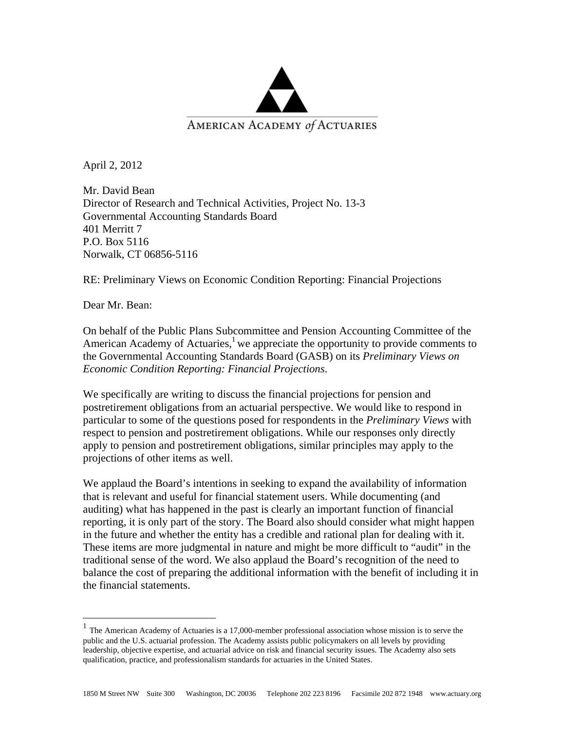AMERICAN ACADEMY *of* ACTUARIES

April 2, 2012

Mr. David Bean  
Director of Research and Technical Activities, Project No. 13-3  
Governmental Accounting Standards Board  
401 Merritt 7  
P.O. Box 5116  
Norwalk, CT 06856-5116

RE: Preliminary Views on Economic Condition Reporting: Financial Projections

Dear Mr. Bean:

On behalf of the Public Plans Subcommittee and Pension Accounting Committee of the American Academy of Actuaries,[1] we appreciate the opportunity to provide comments to the Governmental Accounting Standards Board (GASB) on its *Preliminary Views on Economic Condition Reporting: Financial Projections*.

We specifically are writing to discuss the financial projections for pension and postretirement obligations from an actuarial perspective. We would like to respond in particular to some of the questions posed for respondents in the *Preliminary Views* with respect to pension and postretirement obligations. While our responses only directly apply to pension and postretirement obligations, similar principles may apply to the projections of other items as well.

We applaud the Board's intentions in seeking to expand the availability of information that is relevant and useful for financial statement users. While documenting (and auditing) what has happened in the past is clearly an important function of financial reporting, it is only part of the story. The Board also should consider what might happen in the future and whether the entity has a credible and rational plan for dealing with it. These items are more judgmental in nature and might be more difficult to "audit" in the traditional sense of the word. We also applaud the Board's recognition of the need to balance the cost of preparing the additional information with the benefit of including it in the financial statements.

---

[1] The American Academy of Actuaries is a 17,000-member professional association whose mission is to serve the public and the U.S. actuarial profession. The Academy assists public policymakers on all levels by providing leadership, objective expertise, and actuarial advice on risk and financial security issues. The Academy also sets qualification, practice, and professionalism standards for actuaries in the United States.

1850 M Street NW Suite 300 Washington, DC 20036 Telephone 202 223 8196 Facsimile 202 872 1948 www.actuary.org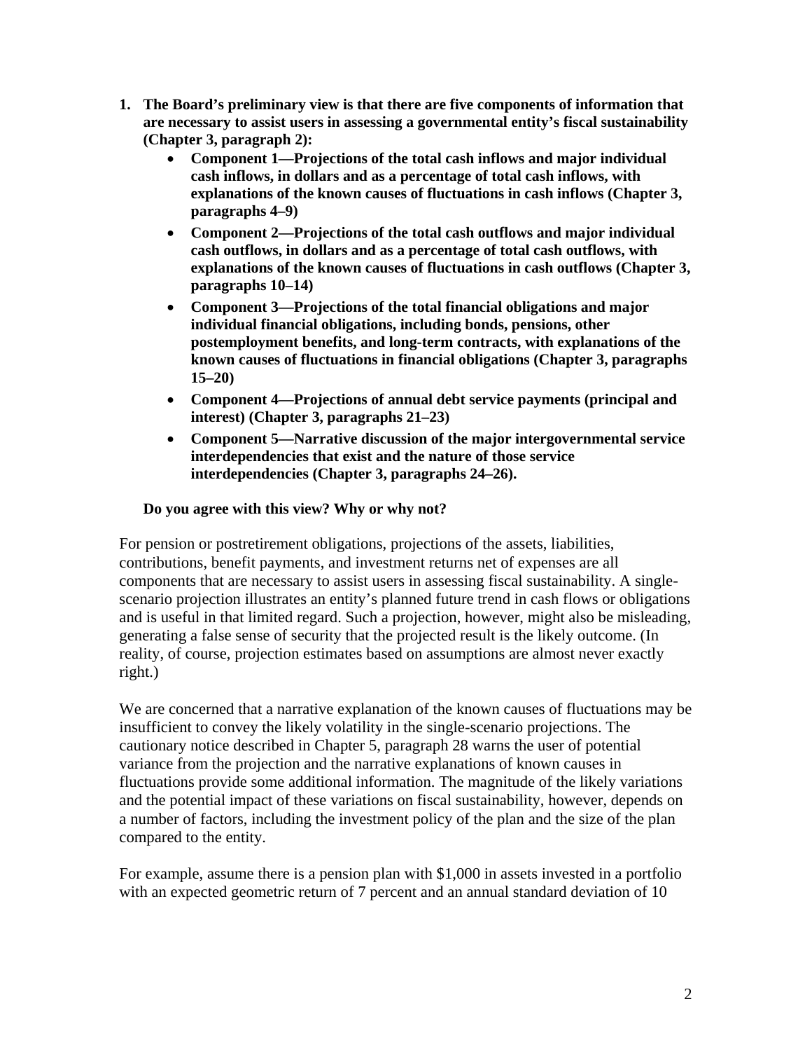1. **The Board's preliminary view is that there are five components of information that are necessary to assist users in assessing a governmental entity's fiscal sustainability (Chapter 3, paragraph 2):**
    - **Component 1—Projections of the total cash inflows and major individual cash inflows, in dollars and as a percentage of total cash inflows, with explanations of the known causes of fluctuations in cash inflows (Chapter 3, paragraphs 4–9)**
    - **Component 2—Projections of the total cash outflows and major individual cash outflows, in dollars and as a percentage of total cash outflows, with explanations of the known causes of fluctuations in cash outflows (Chapter 3, paragraphs 10–14)**
    - **Component 3—Projections of the total financial obligations and major individual financial obligations, including bonds, pensions, other postemployment benefits, and long-term contracts, with explanations of the known causes of fluctuations in financial obligations (Chapter 3, paragraphs 15–20)**
    - **Component 4—Projections of annual debt service payments (principal and interest) (Chapter 3, paragraphs 21–23)**
    - **Component 5—Narrative discussion of the major intergovernmental service interdependencies that exist and the nature of those service interdependencies (Chapter 3, paragraphs 24–26).**

    **Do you agree with this view? Why or why not?**

For pension or postretirement obligations, projections of the assets, liabilities, contributions, benefit payments, and investment returns net of expenses are all components that are necessary to assist users in assessing fiscal sustainability. A single-scenario projection illustrates an entity's planned future trend in cash flows or obligations and is useful in that limited regard. Such a projection, however, might also be misleading, generating a false sense of security that the projected result is the likely outcome. (In reality, of course, projection estimates based on assumptions are almost never exactly right.)

We are concerned that a narrative explanation of the known causes of fluctuations may be insufficient to convey the likely volatility in the single-scenario projections. The cautionary notice described in Chapter 5, paragraph 28 warns the user of potential variance from the projection and the narrative explanations of known causes in fluctuations provide some additional information. The magnitude of the likely variations and the potential impact of these variations on fiscal sustainability, however, depends on a number of factors, including the investment policy of the plan and the size of the plan compared to the entity.

For example, assume there is a pension plan with $1,000 in assets invested in a portfolio with an expected geometric return of 7 percent and an annual standard deviation of 10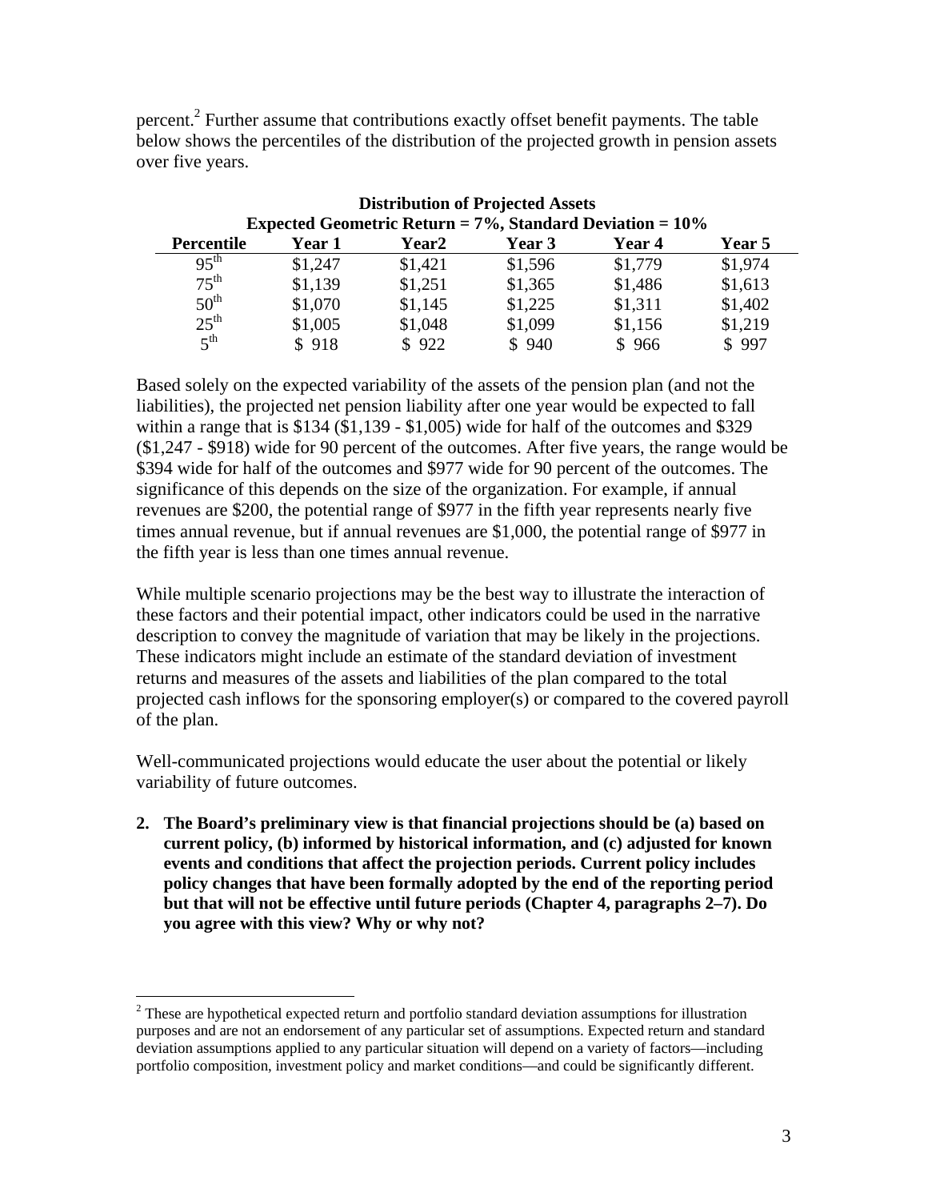percent.[2] Further assume that contributions exactly offset benefit payments. The table below shows the percentiles of the distribution of the projected growth in pension assets over five years.

**Distribution of Projected Assets**
**Expected Geometric Return = 7%, Standard Deviation = 10%**

| Percentile | Year 1 | Year2 | Year 3 | Year 4 | Year 5 |
|---|---|---|---|---|---|
| 95th | $1,247 | $1,421 | $1,596 | $1,779 | $1,974 |
| 75th | $1,139 | $1,251 | $1,365 | $1,486 | $1,613 |
| 50th | $1,070 | $1,145 | $1,225 | $1,311 | $1,402 |
| 25th | $1,005 | $1,048 | $1,099 | $1,156 | $1,219 |
| 5th | $ 918 | $ 922 | $ 940 | $ 966 | $ 997 |

Based solely on the expected variability of the assets of the pension plan (and not the liabilities), the projected net pension liability after one year would be expected to fall within a range that is $134 ($1,139 - $1,005) wide for half of the outcomes and $329 ($1,247 - $918) wide for 90 percent of the outcomes. After five years, the range would be $394 wide for half of the outcomes and $977 wide for 90 percent of the outcomes. The significance of this depends on the size of the organization. For example, if annual revenues are $200, the potential range of $977 in the fifth year represents nearly five times annual revenue, but if annual revenues are $1,000, the potential range of $977 in the fifth year is less than one times annual revenue.

While multiple scenario projections may be the best way to illustrate the interaction of these factors and their potential impact, other indicators could be used in the narrative description to convey the magnitude of variation that may be likely in the projections. These indicators might include an estimate of the standard deviation of investment returns and measures of the assets and liabilities of the plan compared to the total projected cash inflows for the sponsoring employer(s) or compared to the covered payroll of the plan.

Well-communicated projections would educate the user about the potential or likely variability of future outcomes.

2. **The Board's preliminary view is that financial projections should be (a) based on current policy, (b) informed by historical information, and (c) adjusted for known events and conditions that affect the projection periods. Current policy includes policy changes that have been formally adopted by the end of the reporting period but that will not be effective until future periods (Chapter 4, paragraphs 2–7). Do you agree with this view? Why or why not?**

---

[2] These are hypothetical expected return and portfolio standard deviation assumptions for illustration purposes and are not an endorsement of any particular set of assumptions. Expected return and standard deviation assumptions applied to any particular situation will depend on a variety of factors—including portfolio composition, investment policy and market conditions—and could be significantly different.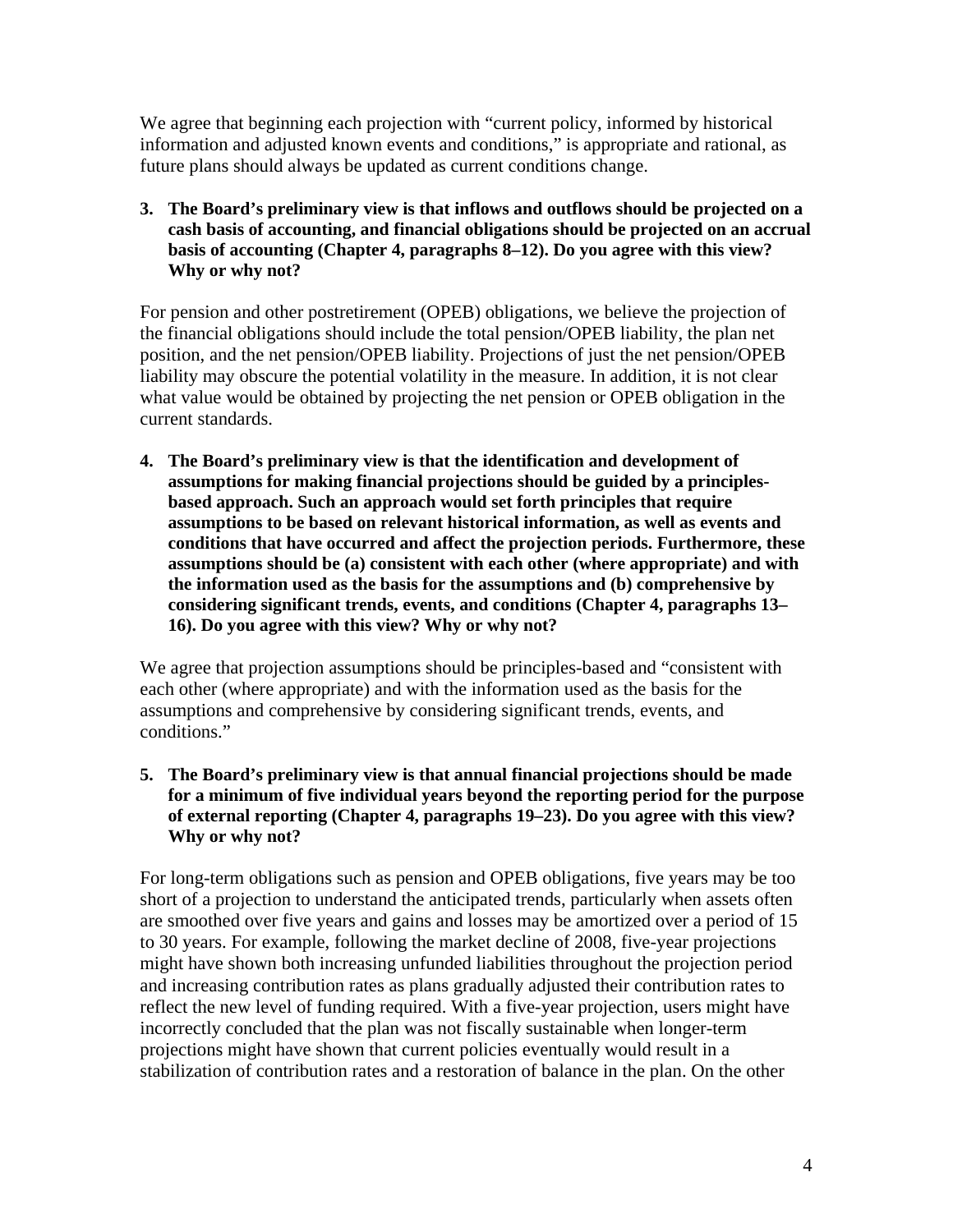We agree that beginning each projection with "current policy, informed by historical information and adjusted known events and conditions," is appropriate and rational, as future plans should always be updated as current conditions change.

3. **The Board's preliminary view is that inflows and outflows should be projected on a cash basis of accounting, and financial obligations should be projected on an accrual basis of accounting (Chapter 4, paragraphs 8–12). Do you agree with this view? Why or why not?**

For pension and other postretirement (OPEB) obligations, we believe the projection of the financial obligations should include the total pension/OPEB liability, the plan net position, and the net pension/OPEB liability. Projections of just the net pension/OPEB liability may obscure the potential volatility in the measure. In addition, it is not clear what value would be obtained by projecting the net pension or OPEB obligation in the current standards.

4. **The Board's preliminary view is that the identification and development of assumptions for making financial projections should be guided by a principles-based approach. Such an approach would set forth principles that require assumptions to be based on relevant historical information, as well as events and conditions that have occurred and affect the projection periods. Furthermore, these assumptions should be (a) consistent with each other (where appropriate) and with the information used as the basis for the assumptions and (b) comprehensive by considering significant trends, events, and conditions (Chapter 4, paragraphs 13–16). Do you agree with this view? Why or why not?**

We agree that projection assumptions should be principles-based and "consistent with each other (where appropriate) and with the information used as the basis for the assumptions and comprehensive by considering significant trends, events, and conditions."

5. **The Board's preliminary view is that annual financial projections should be made for a minimum of five individual years beyond the reporting period for the purpose of external reporting (Chapter 4, paragraphs 19–23). Do you agree with this view? Why or why not?**

For long-term obligations such as pension and OPEB obligations, five years may be too short of a projection to understand the anticipated trends, particularly when assets often are smoothed over five years and gains and losses may be amortized over a period of 15 to 30 years. For example, following the market decline of 2008, five-year projections might have shown both increasing unfunded liabilities throughout the projection period and increasing contribution rates as plans gradually adjusted their contribution rates to reflect the new level of funding required. With a five-year projection, users might have incorrectly concluded that the plan was not fiscally sustainable when longer-term projections might have shown that current policies eventually would result in a stabilization of contribution rates and a restoration of balance in the plan. On the other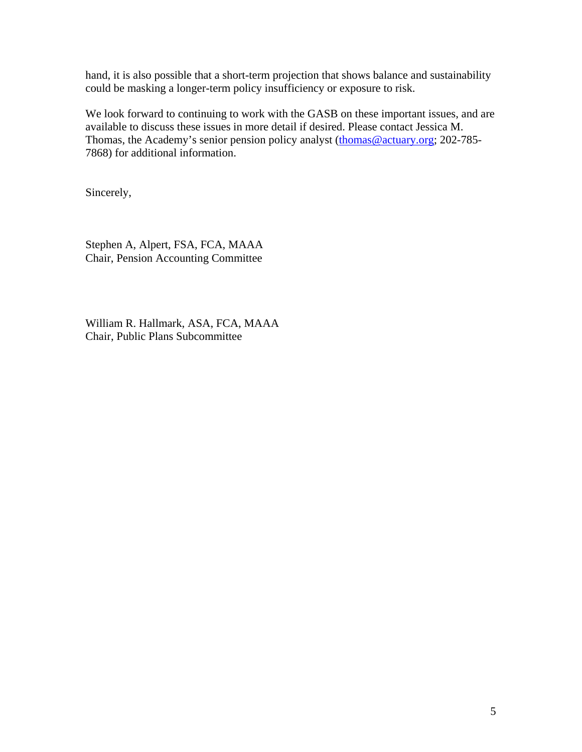hand, it is also possible that a short-term projection that shows balance and sustainability could be masking a longer-term policy insufficiency or exposure to risk.

We look forward to continuing to work with the GASB on these important issues, and are available to discuss these issues in more detail if desired. Please contact Jessica M. Thomas, the Academy's senior pension policy analyst (thomas@actuary.org; 202-785-7868) for additional information.

Sincerely,

Stephen A, Alpert, FSA, FCA, MAAA
Chair, Pension Accounting Committee

William R. Hallmark, ASA, FCA, MAAA
Chair, Public Plans Subcommittee